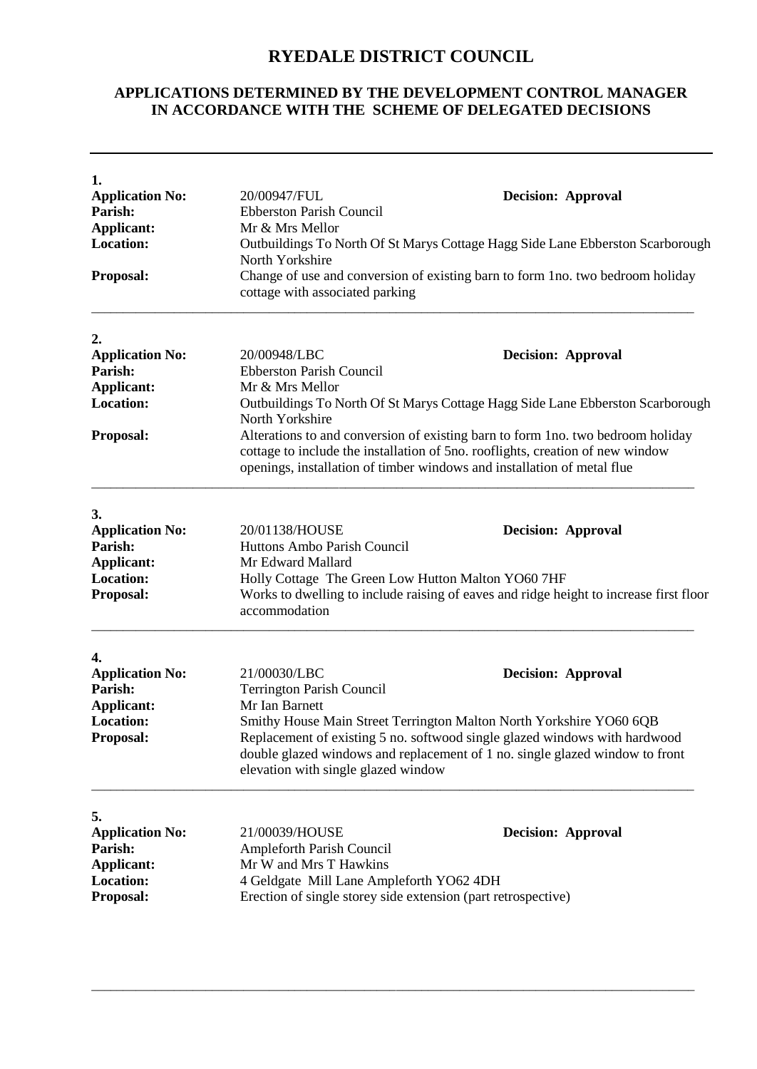# RYEDALE DISTRICT COUNCIL

## APPLICATIONS DETERMINED BY THE DEVELOPMENT CONTROL MANAGER IN ACCORDANCE WITH THE SCHEME OF DELEGATED DECISIONS

---

**1.**

**Application No:** 20/00947/FUL **Decision: Approval**
**Parish:** Ebberston Parish Council
**Applicant:** Mr & Mrs Mellor
**Location:** Outbuildings To North Of St Marys Cottage Hagg Side Lane Ebberston Scarborough North Yorkshire
**Proposal:** Change of use and conversion of existing barn to form 1no. two bedroom holiday cottage with associated parking

---

**2.**

**Application No:** 20/00948/LBC **Decision: Approval**
**Parish:** Ebberston Parish Council
**Applicant:** Mr & Mrs Mellor
**Location:** Outbuildings To North Of St Marys Cottage Hagg Side Lane Ebberston Scarborough North Yorkshire
**Proposal:** Alterations to and conversion of existing barn to form 1no. two bedroom holiday cottage to include the installation of 5no. rooflights, creation of new window openings, installation of timber windows and installation of metal flue

---

**3.**

**Application No:** 20/01138/HOUSE **Decision: Approval**
**Parish:** Huttons Ambo Parish Council
**Applicant:** Mr Edward Mallard
**Location:** Holly Cottage The Green Low Hutton Malton YO60 7HF
**Proposal:** Works to dwelling to include raising of eaves and ridge height to increase first floor accommodation

---

**4.**

**Application No:** 21/00030/LBC **Decision: Approval**
**Parish:** Terrington Parish Council
**Applicant:** Mr Ian Barnett
**Location:** Smithy House Main Street Terrington Malton North Yorkshire YO60 6QB
**Proposal:** Replacement of existing 5 no. softwood single glazed windows with hardwood double glazed windows and replacement of 1 no. single glazed window to front elevation with single glazed window

---

**5.**

**Application No:** 21/00039/HOUSE **Decision: Approval**
**Parish:** Ampleforth Parish Council
**Applicant:** Mr W and Mrs T Hawkins
**Location:** 4 Geldgate Mill Lane Ampleforth YO62 4DH
**Proposal:** Erection of single storey side extension (part retrospective)

---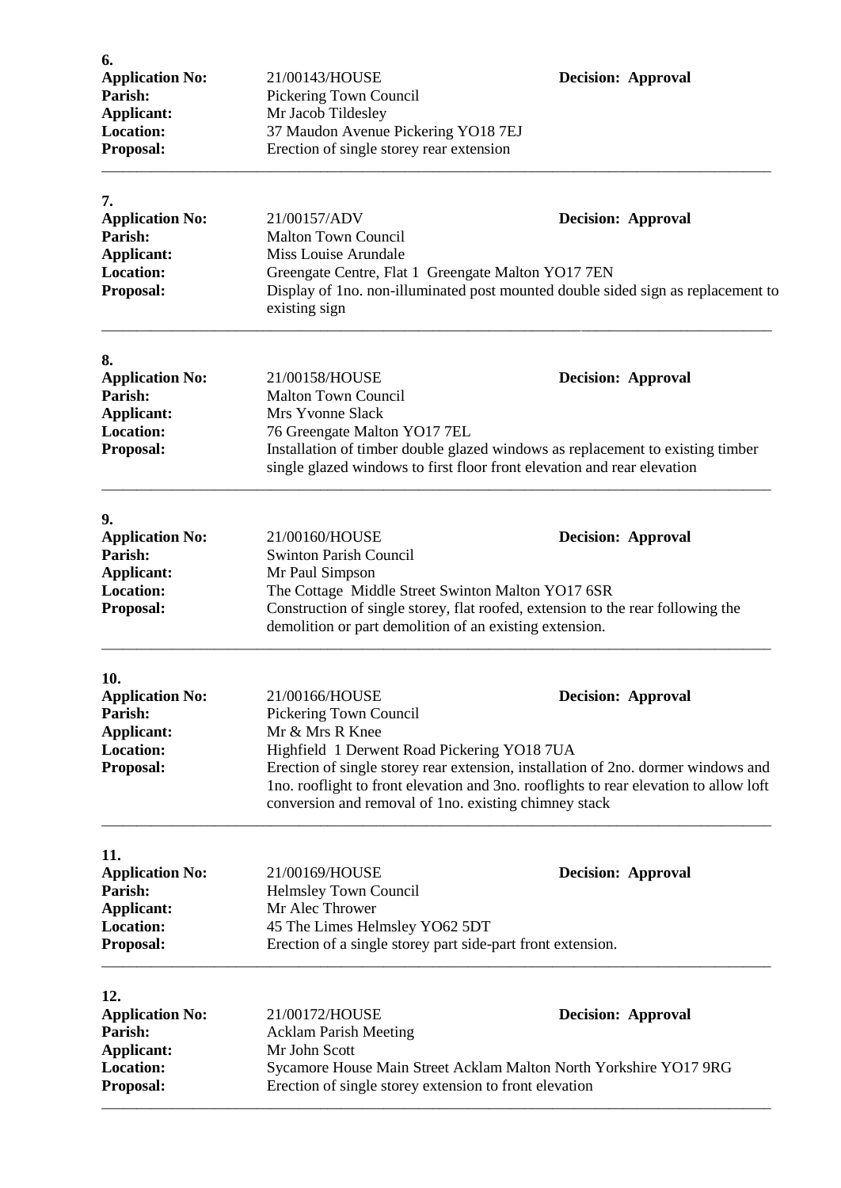**6.**

**Application No:** 21/00143/HOUSE **Decision: Approval**
**Parish:** Pickering Town Council
**Applicant:** Mr Jacob Tildesley
**Location:** 37 Maudon Avenue Pickering YO18 7EJ
**Proposal:** Erection of single storey rear extension

---

**7.**

**Application No:** 21/00157/ADV **Decision: Approval**
**Parish:** Malton Town Council
**Applicant:** Miss Louise Arundale
**Location:** Greengate Centre, Flat 1 Greengate Malton YO17 7EN
**Proposal:** Display of 1no. non-illuminated post mounted double sided sign as replacement to existing sign

---

**8.**

**Application No:** 21/00158/HOUSE **Decision: Approval**
**Parish:** Malton Town Council
**Applicant:** Mrs Yvonne Slack
**Location:** 76 Greengate Malton YO17 7EL
**Proposal:** Installation of timber double glazed windows as replacement to existing timber single glazed windows to first floor front elevation and rear elevation

---

**9.**

**Application No:** 21/00160/HOUSE **Decision: Approval**
**Parish:** Swinton Parish Council
**Applicant:** Mr Paul Simpson
**Location:** The Cottage Middle Street Swinton Malton YO17 6SR
**Proposal:** Construction of single storey, flat roofed, extension to the rear following the demolition or part demolition of an existing extension.

---

**10.**

**Application No:** 21/00166/HOUSE **Decision: Approval**
**Parish:** Pickering Town Council
**Applicant:** Mr & Mrs R Knee
**Location:** Highfield 1 Derwent Road Pickering YO18 7UA
**Proposal:** Erection of single storey rear extension, installation of 2no. dormer windows and 1no. rooflight to front elevation and 3no. rooflights to rear elevation to allow loft conversion and removal of 1no. existing chimney stack

---

**11.**

**Application No:** 21/00169/HOUSE **Decision: Approval**
**Parish:** Helmsley Town Council
**Applicant:** Mr Alec Thrower
**Location:** 45 The Limes Helmsley YO62 5DT
**Proposal:** Erection of a single storey part side-part front extension.

---

**12.**

**Application No:** 21/00172/HOUSE **Decision: Approval**
**Parish:** Acklam Parish Meeting
**Applicant:** Mr John Scott
**Location:** Sycamore House Main Street Acklam Malton North Yorkshire YO17 9RG
**Proposal:** Erection of single storey extension to front elevation

---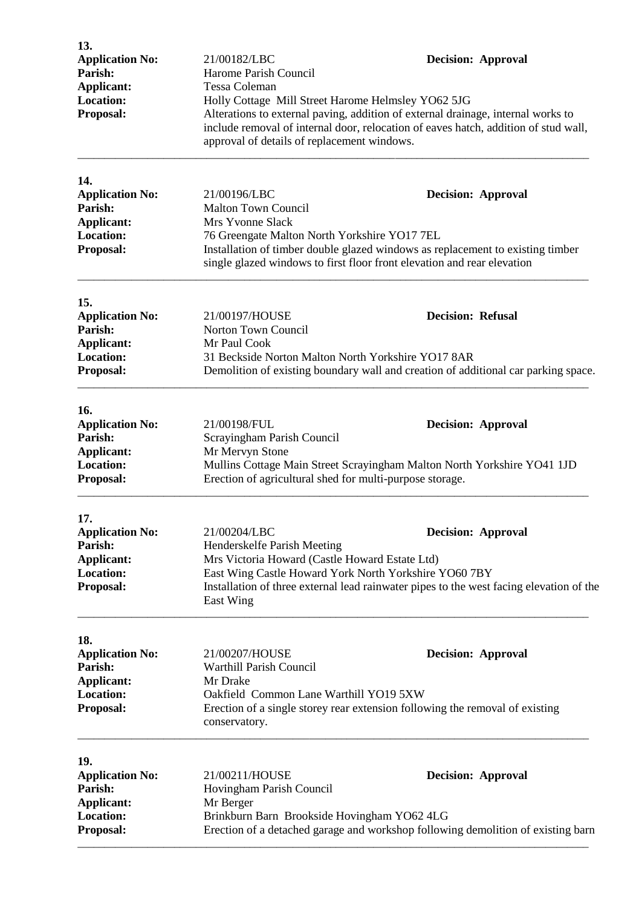**13.**

**Application No:** 21/00182/LBC **Decision: Approval**
**Parish:** Harome Parish Council
**Applicant:** Tessa Coleman
**Location:** Holly Cottage Mill Street Harome Helmsley YO62 5JG
**Proposal:** Alterations to external paving, addition of external drainage, internal works to include removal of internal door, relocation of eaves hatch, addition of stud wall, approval of details of replacement windows.

---

**14.**

**Application No:** 21/00196/LBC **Decision: Approval**
**Parish:** Malton Town Council
**Applicant:** Mrs Yvonne Slack
**Location:** 76 Greengate Malton North Yorkshire YO17 7EL
**Proposal:** Installation of timber double glazed windows as replacement to existing timber single glazed windows to first floor front elevation and rear elevation

---

**15.**

**Application No:** 21/00197/HOUSE **Decision: Refusal**
**Parish:** Norton Town Council
**Applicant:** Mr Paul Cook
**Location:** 31 Beckside Norton Malton North Yorkshire YO17 8AR
**Proposal:** Demolition of existing boundary wall and creation of additional car parking space.

---

**16.**

**Application No:** 21/00198/FUL **Decision: Approval**
**Parish:** Scrayingham Parish Council
**Applicant:** Mr Mervyn Stone
**Location:** Mullins Cottage Main Street Scrayingham Malton North Yorkshire YO41 1JD
**Proposal:** Erection of agricultural shed for multi-purpose storage.

---

**17.**

**Application No:** 21/00204/LBC **Decision: Approval**
**Parish:** Henderskelfe Parish Meeting
**Applicant:** Mrs Victoria Howard (Castle Howard Estate Ltd)
**Location:** East Wing Castle Howard York North Yorkshire YO60 7BY
**Proposal:** Installation of three external lead rainwater pipes to the west facing elevation of the East Wing

---

**18.**

**Application No:** 21/00207/HOUSE **Decision: Approval**
**Parish:** Warthill Parish Council
**Applicant:** Mr Drake
**Location:** Oakfield Common Lane Warthill YO19 5XW
**Proposal:** Erection of a single storey rear extension following the removal of existing conservatory.

---

**19.**

**Application No:** 21/00211/HOUSE **Decision: Approval**
**Parish:** Hovingham Parish Council
**Applicant:** Mr Berger
**Location:** Brinkburn Barn Brookside Hovingham YO62 4LG
**Proposal:** Erection of a detached garage and workshop following demolition of existing barn

---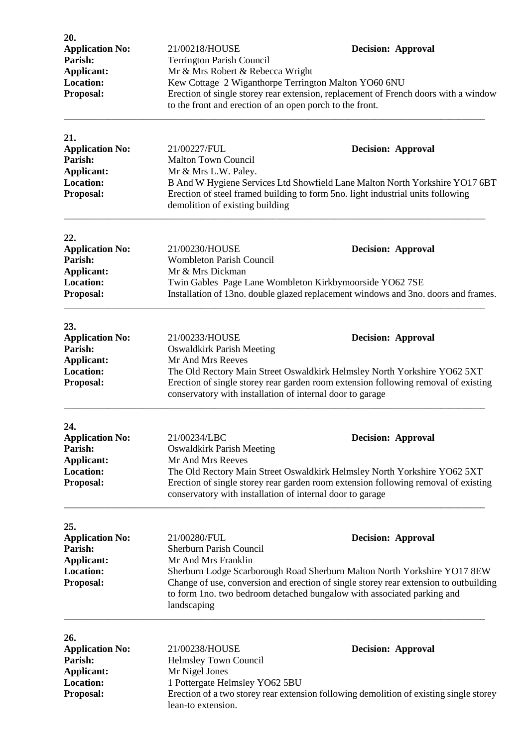**20.**

**Application No:** 21/00218/HOUSE **Decision: Approval**
**Parish:** Terrington Parish Council
**Applicant:** Mr & Mrs Robert & Rebecca Wright
**Location:** Kew Cottage 2 Wiganthorpe Terrington Malton YO60 6NU
**Proposal:** Erection of single storey rear extension, replacement of French doors with a window to the front and erection of an open porch to the front.

---

**21.**

**Application No:** 21/00227/FUL **Decision: Approval**
**Parish:** Malton Town Council
**Applicant:** Mr & Mrs L.W. Paley.
**Location:** B And W Hygiene Services Ltd Showfield Lane Malton North Yorkshire YO17 6BT
**Proposal:** Erection of steel framed building to form 5no. light industrial units following demolition of existing building

---

**22.**

**Application No:** 21/00230/HOUSE **Decision: Approval**
**Parish:** Wombleton Parish Council
**Applicant:** Mr & Mrs Dickman
**Location:** Twin Gables Page Lane Wombleton Kirkbymoorside YO62 7SE
**Proposal:** Installation of 13no. double glazed replacement windows and 3no. doors and frames.

---

**23.**

**Application No:** 21/00233/HOUSE **Decision: Approval**
**Parish:** Oswaldkirk Parish Meeting
**Applicant:** Mr And Mrs Reeves
**Location:** The Old Rectory Main Street Oswaldkirk Helmsley North Yorkshire YO62 5XT
**Proposal:** Erection of single storey rear garden room extension following removal of existing conservatory with installation of internal door to garage

---

**24.**

**Application No:** 21/00234/LBC **Decision: Approval**
**Parish:** Oswaldkirk Parish Meeting
**Applicant:** Mr And Mrs Reeves
**Location:** The Old Rectory Main Street Oswaldkirk Helmsley North Yorkshire YO62 5XT
**Proposal:** Erection of single storey rear garden room extension following removal of existing conservatory with installation of internal door to garage

---

**25.**

**Application No:** 21/00280/FUL **Decision: Approval**
**Parish:** Sherburn Parish Council
**Applicant:** Mr And Mrs Franklin
**Location:** Sherburn Lodge Scarborough Road Sherburn Malton North Yorkshire YO17 8EW
**Proposal:** Change of use, conversion and erection of single storey rear extension to outbuilding to form 1no. two bedroom detached bungalow with associated parking and landscaping

---

**26.**

**Application No:** 21/00238/HOUSE **Decision: Approval**
**Parish:** Helmsley Town Council
**Applicant:** Mr Nigel Jones
**Location:** 1 Pottergate Helmsley YO62 5BU
**Proposal:** Erection of a two storey rear extension following demolition of existing single storey lean-to extension.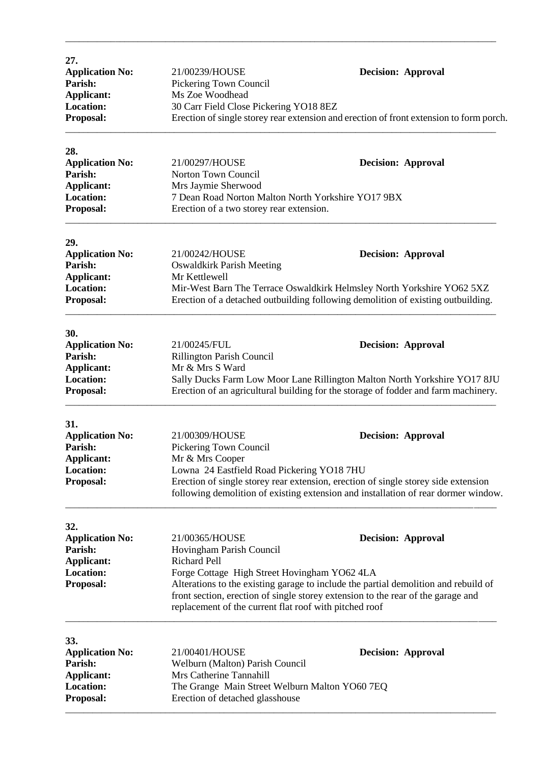---

**27.**

**Application No:** 21/00239/HOUSE **Decision: Approval**
**Parish:** Pickering Town Council
**Applicant:** Ms Zoe Woodhead
**Location:** 30 Carr Field Close Pickering YO18 8EZ
**Proposal:** Erection of single storey rear extension and erection of front extension to form porch.

---

**28.**

**Application No:** 21/00297/HOUSE **Decision: Approval**
**Parish:** Norton Town Council
**Applicant:** Mrs Jaymie Sherwood
**Location:** 7 Dean Road Norton Malton North Yorkshire YO17 9BX
**Proposal:** Erection of a two storey rear extension.

---

**29.**

**Application No:** 21/00242/HOUSE **Decision: Approval**
**Parish:** Oswaldkirk Parish Meeting
**Applicant:** Mr Kettlewell
**Location:** Mir-West Barn The Terrace Oswaldkirk Helmsley North Yorkshire YO62 5XZ
**Proposal:** Erection of a detached outbuilding following demolition of existing outbuilding.

---

**30.**

**Application No:** 21/00245/FUL **Decision: Approval**
**Parish:** Rillington Parish Council
**Applicant:** Mr & Mrs S Ward
**Location:** Sally Ducks Farm Low Moor Lane Rillington Malton North Yorkshire YO17 8JU
**Proposal:** Erection of an agricultural building for the storage of fodder and farm machinery.

---

**31.**

**Application No:** 21/00309/HOUSE **Decision: Approval**
**Parish:** Pickering Town Council
**Applicant:** Mr & Mrs Cooper
**Location:** Lowna 24 Eastfield Road Pickering YO18 7HU
**Proposal:** Erection of single storey rear extension, erection of single storey side extension following demolition of existing extension and installation of rear dormer window.

---

**32.**

**Application No:** 21/00365/HOUSE **Decision: Approval**
**Parish:** Hovingham Parish Council
**Applicant:** Richard Pell
**Location:** Forge Cottage High Street Hovingham YO62 4LA
**Proposal:** Alterations to the existing garage to include the partial demolition and rebuild of front section, erection of single storey extension to the rear of the garage and replacement of the current flat roof with pitched roof

---

**33.**

**Application No:** 21/00401/HOUSE **Decision: Approval**
**Parish:** Welburn (Malton) Parish Council
**Applicant:** Mrs Catherine Tannahill
**Location:** The Grange Main Street Welburn Malton YO60 7EQ
**Proposal:** Erection of detached glasshouse

---